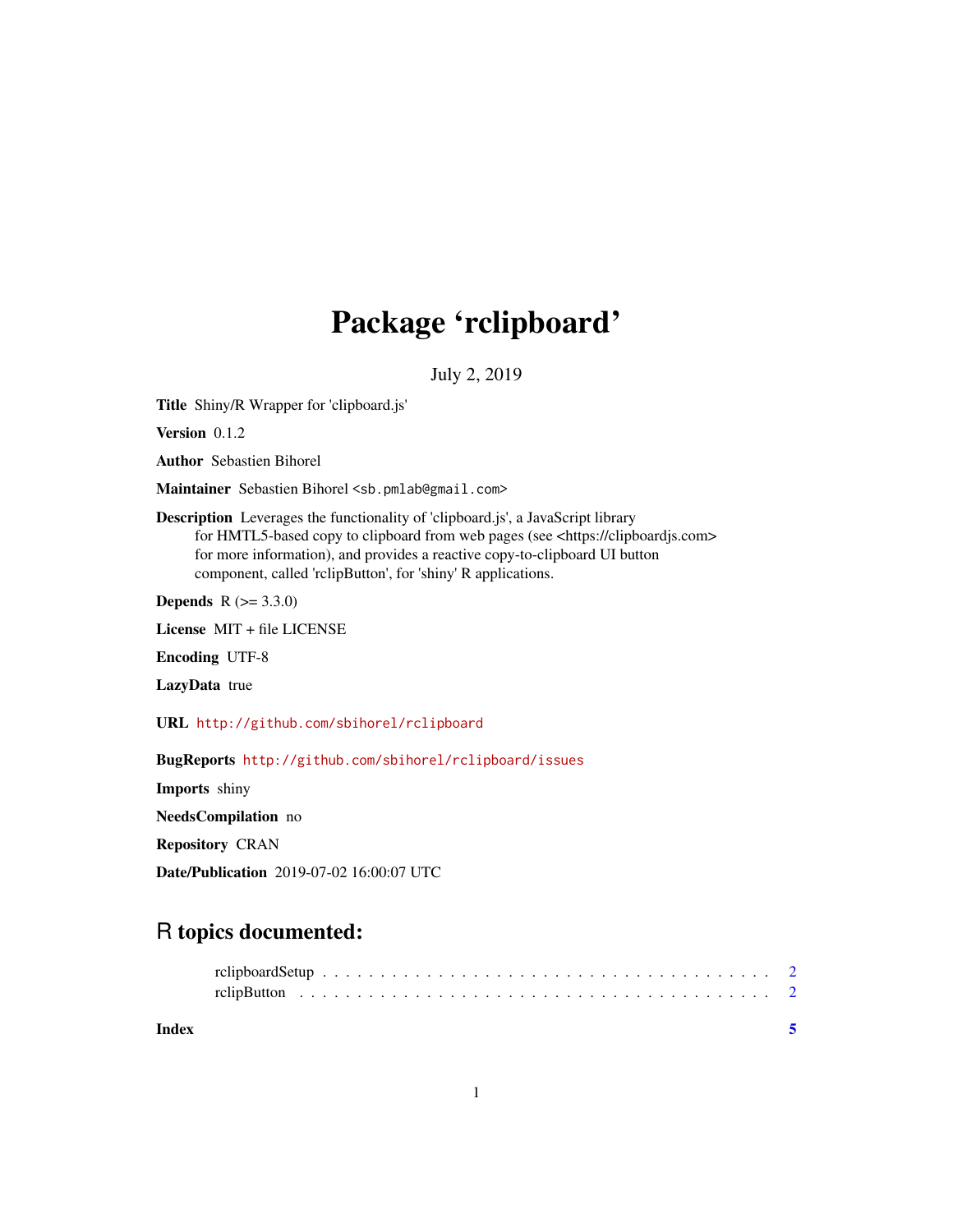# Package 'rclipboard'

July 2, 2019

**Title** Shiny/R Wrapper for 'clipboard.js'

**Version** 0.1.2

**Author** Sebastien Bihorel

**Maintainer** Sebastien Bihorel <sb.pmlab@gmail.com>

**Description** Leverages the functionality of 'clipboard.js', a JavaScript library for HMTL5-based copy to clipboard from web pages (see <https://clipboardjs.com> for more information), and provides a reactive copy-to-clipboard UI button component, called 'rclipButton', for 'shiny' R applications.

**Depends** R (>= 3.3.0)

**License** MIT + file LICENSE

**Encoding** UTF-8

**LazyData** true

**URL** http://github.com/sbihorel/rclipboard

**BugReports** http://github.com/sbihorel/rclipboard/issues

**Imports** shiny

**NeedsCompilation** no

**Repository** CRAN

**Date/Publication** 2019-07-02 16:00:07 UTC

## R topics documented:

- rclipboardSetup . . . . . . . . . . . . . . . . . . . . . . . . . . . . . . . . . . . . . . 2
- rclipButton . . . . . . . . . . . . . . . . . . . . . . . . . . . . . . . . . . . . . . . . 2

**Index** 5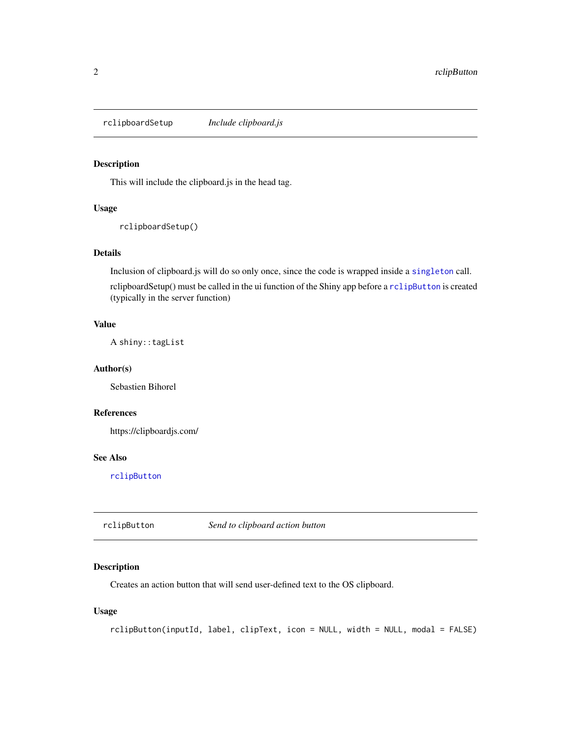## rclipboardSetup — *Include clipboard.js*

### Description

This will include the clipboard.js in the head tag.

### Usage

```
rclipboardSetup()
```

### Details

Inclusion of clipboard.js will do so only once, since the code is wrapped inside a `singleton` call.

rclipboardSetup() must be called in the ui function of the Shiny app before a `rclipButton` is created (typically in the server function)

### Value

A `shiny::tagList`

### Author(s)

Sebastien Bihorel

### References

https://clipboardjs.com/

### See Also

`rclipButton`

## rclipButton — *Send to clipboard action button*

### Description

Creates an action button that will send user-defined text to the OS clipboard.

### Usage

```
rclipButton(inputId, label, clipText, icon = NULL, width = NULL, modal = FALSE)
```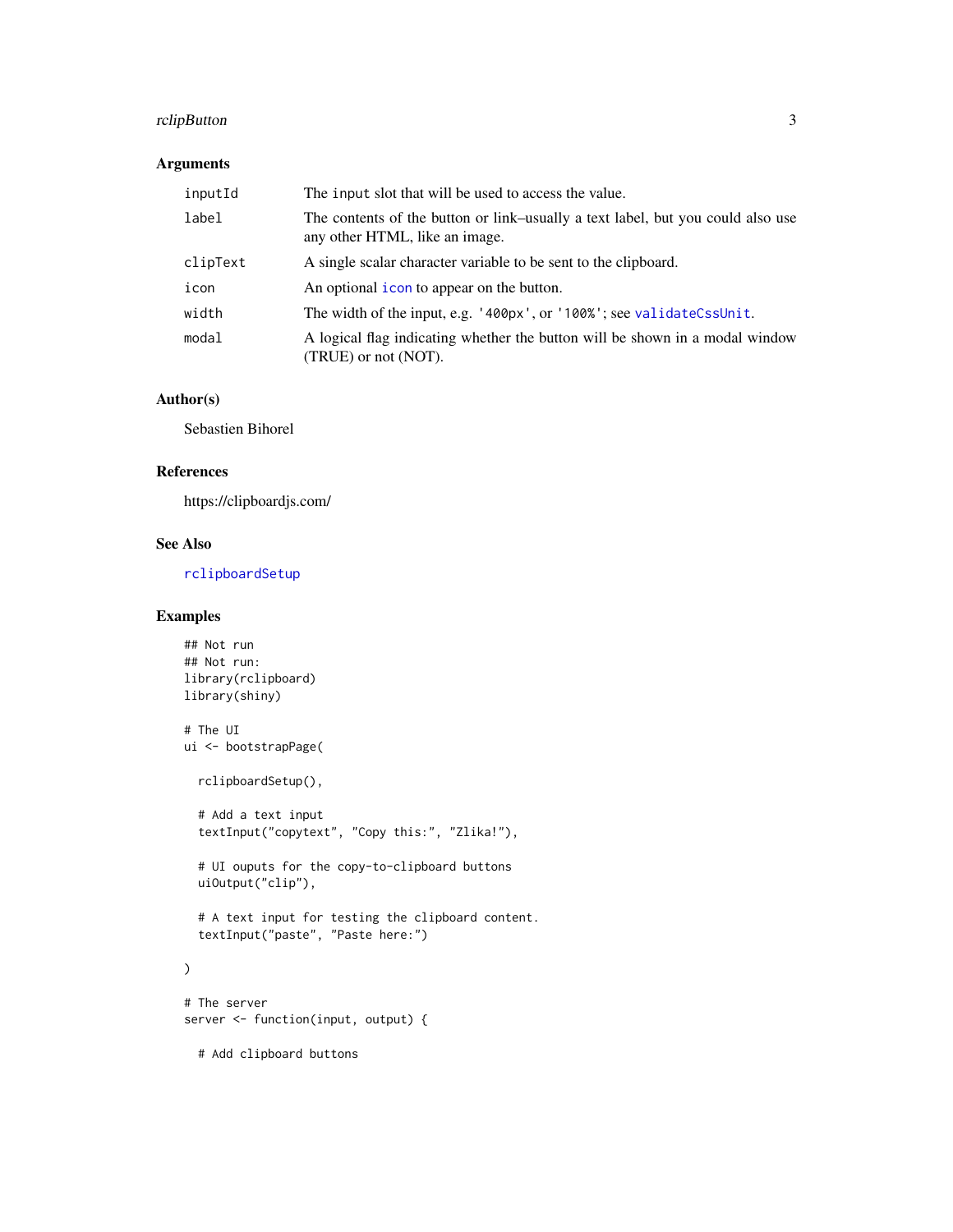### Arguments

| | |
|---|---|
| inputId | The `input` slot that will be used to access the value. |
| label | The contents of the button or link–usually a text label, but you could also use any other HTML, like an image. |
| clipText | A single scalar character variable to be sent to the clipboard. |
| icon | An optional `icon` to appear on the button. |
| width | The width of the input, e.g. `'400px'`, or `'100%'`; see `validateCssUnit`. |
| modal | A logical flag indicating whether the button will be shown in a modal window (TRUE) or not (NOT). |

### Author(s)

Sebastien Bihorel

### References

https://clipboardjs.com/

### See Also

`rclipboardSetup`

### Examples

```
## Not run
## Not run:
library(rclipboard)
library(shiny)

# The UI
ui <- bootstrapPage(

  rclipboardSetup(),

  # Add a text input
  textInput("copytext", "Copy this:", "Zlika!"),

  # UI ouputs for the copy-to-clipboard buttons
  uiOutput("clip"),

  # A text input for testing the clipboard content.
  textInput("paste", "Paste here:")

)

# The server
server <- function(input, output) {

  # Add clipboard buttons
```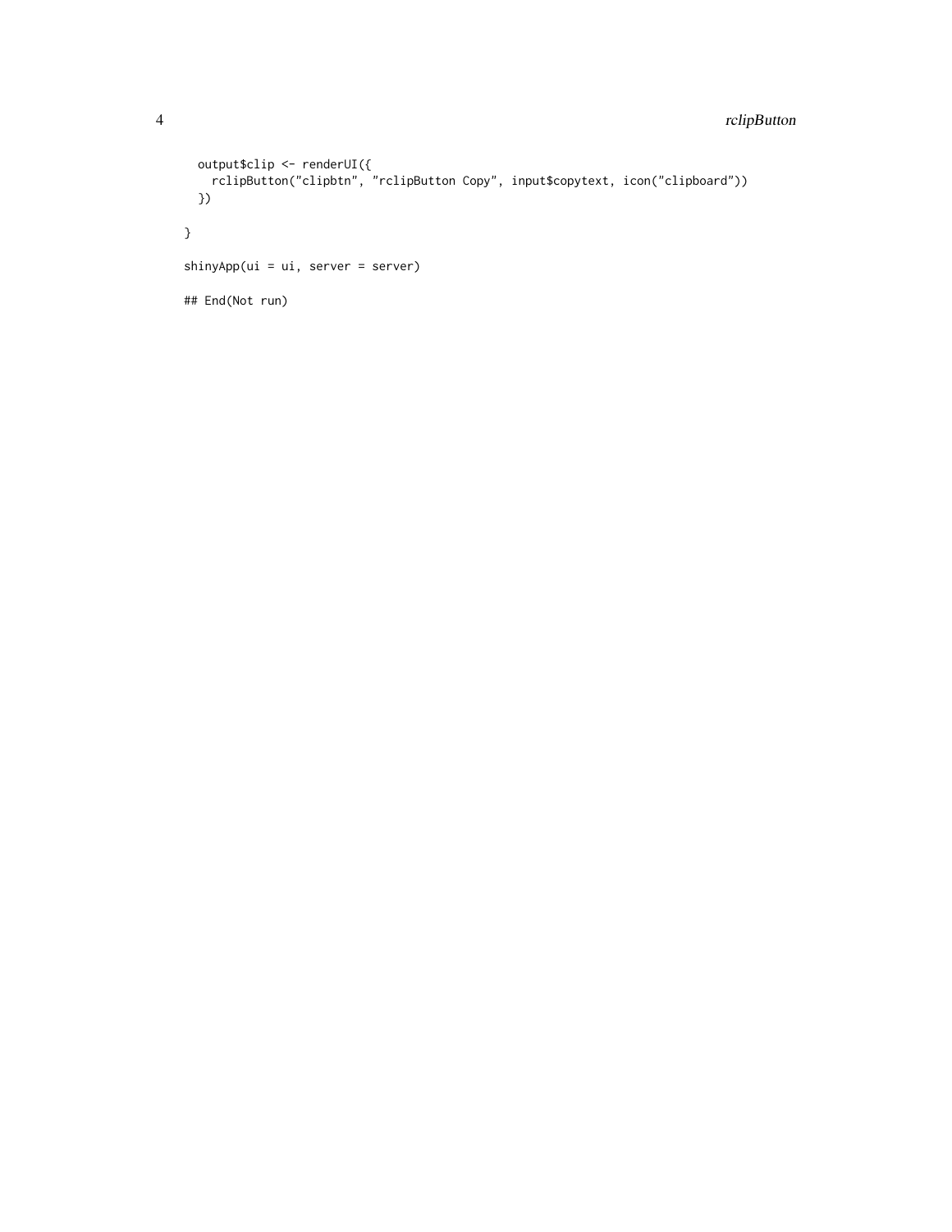```
  output$clip <- renderUI({
    rclipButton("clipbtn", "rclipButton Copy", input$copytext, icon("clipboard"))
  })

}

shinyApp(ui = ui, server = server)

## End(Not run)
```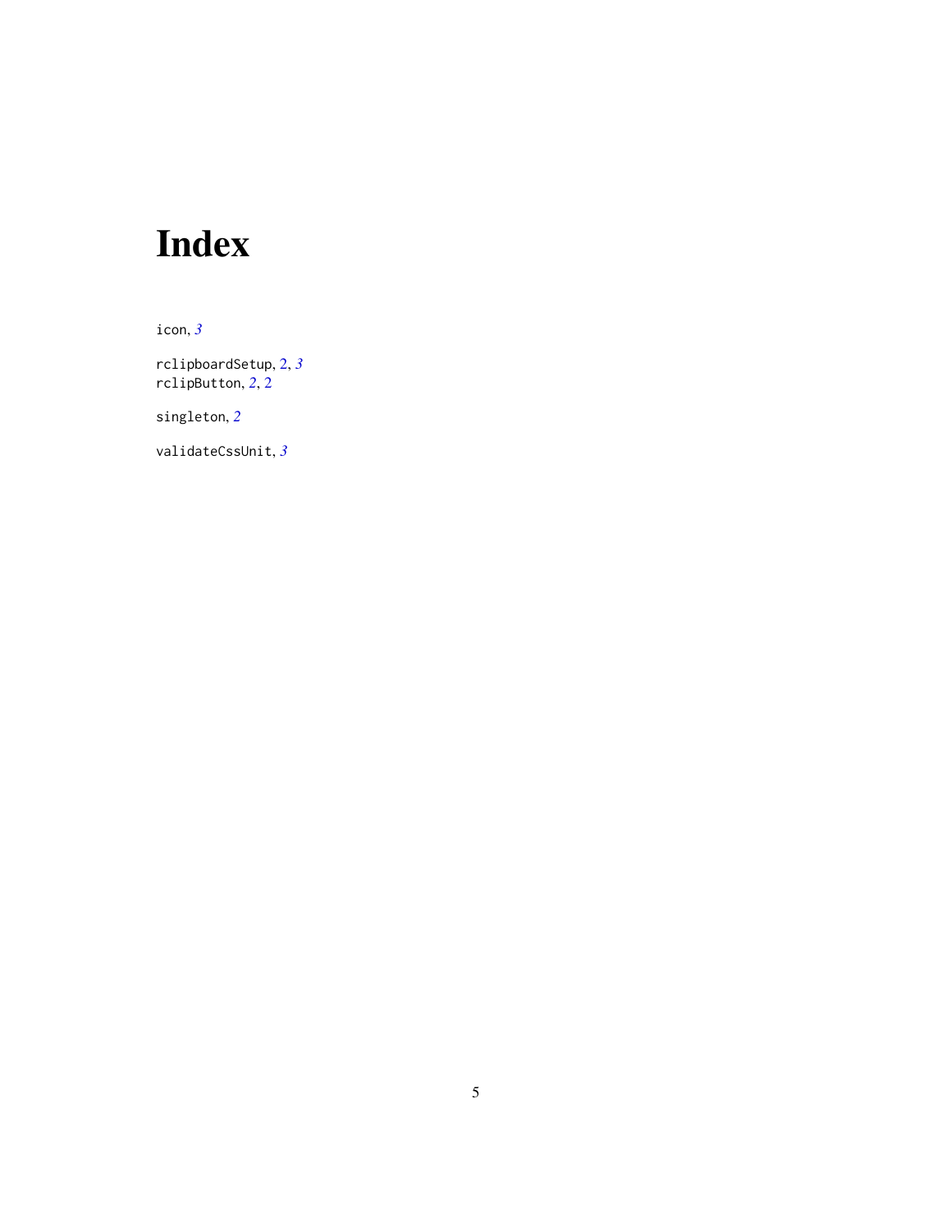# Index

icon, *3*

rclipboardSetup, 2, *3*
rclipButton, *2*, 2

singleton, *2*

validateCssUnit, *3*